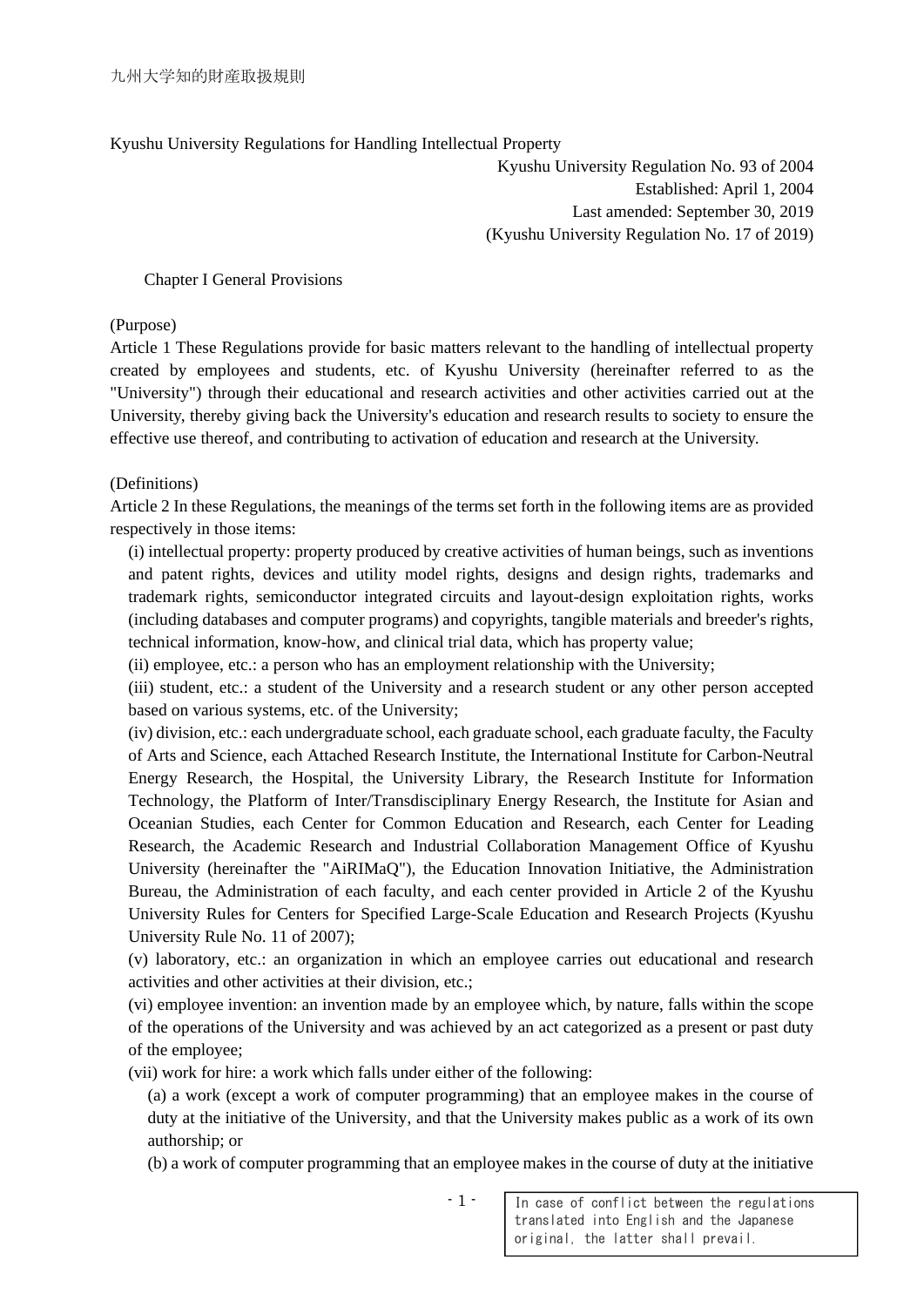九州大学知的財産取扱規則

# Kyushu University Regulations for Handling Intellectual Property

Kyushu University Regulation No. 93 of 2004
Established: April 1, 2004
Last amended: September 30, 2019
(Kyushu University Regulation No. 17 of 2019)

## Chapter I General Provisions

(Purpose)

Article 1 These Regulations provide for basic matters relevant to the handling of intellectual property created by employees and students, etc. of Kyushu University (hereinafter referred to as the "University") through their educational and research activities and other activities carried out at the University, thereby giving back the University's education and research results to society to ensure the effective use thereof, and contributing to activation of education and research at the University.

(Definitions)

Article 2 In these Regulations, the meanings of the terms set forth in the following items are as provided respectively in those items:

(i) intellectual property: property produced by creative activities of human beings, such as inventions and patent rights, devices and utility model rights, designs and design rights, trademarks and trademark rights, semiconductor integrated circuits and layout-design exploitation rights, works (including databases and computer programs) and copyrights, tangible materials and breeder's rights, technical information, know-how, and clinical trial data, which has property value;

(ii) employee, etc.: a person who has an employment relationship with the University;

(iii) student, etc.: a student of the University and a research student or any other person accepted based on various systems, etc. of the University;

(iv) division, etc.: each undergraduate school, each graduate school, each graduate faculty, the Faculty of Arts and Science, each Attached Research Institute, the International Institute for Carbon-Neutral Energy Research, the Hospital, the University Library, the Research Institute for Information Technology, the Platform of Inter/Transdisciplinary Energy Research, the Institute for Asian and Oceanian Studies, each Center for Common Education and Research, each Center for Leading Research, the Academic Research and Industrial Collaboration Management Office of Kyushu University (hereinafter the "AiRIMaQ"), the Education Innovation Initiative, the Administration Bureau, the Administration of each faculty, and each center provided in Article 2 of the Kyushu University Rules for Centers for Specified Large-Scale Education and Research Projects (Kyushu University Rule No. 11 of 2007);

(v) laboratory, etc.: an organization in which an employee carries out educational and research activities and other activities at their division, etc.;

(vi) employee invention: an invention made by an employee which, by nature, falls within the scope of the operations of the University and was achieved by an act categorized as a present or past duty of the employee;

(vii) work for hire: a work which falls under either of the following:

(a) a work (except a work of computer programming) that an employee makes in the course of duty at the initiative of the University, and that the University makes public as a work of its own authorship; or

(b) a work of computer programming that an employee makes in the course of duty at the initiative

In case of conflict between the regulations translated into English and the Japanese original, the latter shall prevail.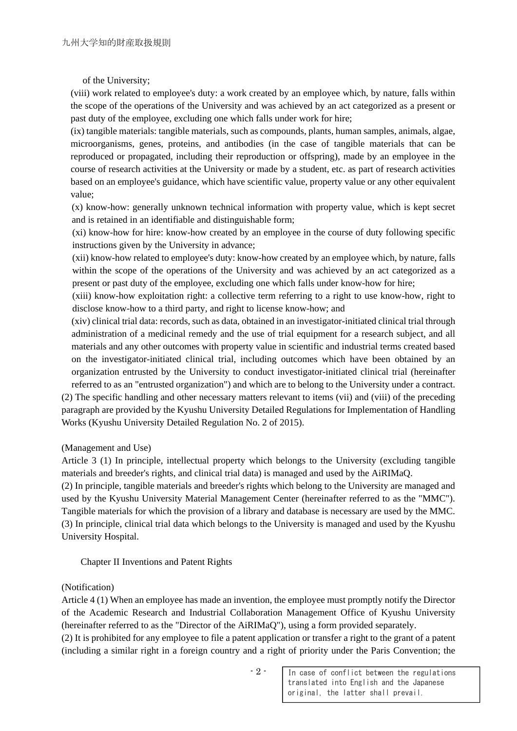of the University;

(viii) work related to employee's duty: a work created by an employee which, by nature, falls within the scope of the operations of the University and was achieved by an act categorized as a present or past duty of the employee, excluding one which falls under work for hire;

(ix) tangible materials: tangible materials, such as compounds, plants, human samples, animals, algae, microorganisms, genes, proteins, and antibodies (in the case of tangible materials that can be reproduced or propagated, including their reproduction or offspring), made by an employee in the course of research activities at the University or made by a student, etc. as part of research activities based on an employee's guidance, which have scientific value, property value or any other equivalent value;

(x) know-how: generally unknown technical information with property value, which is kept secret and is retained in an identifiable and distinguishable form;

(xi) know-how for hire: know-how created by an employee in the course of duty following specific instructions given by the University in advance;

(xii) know-how related to employee's duty: know-how created by an employee which, by nature, falls within the scope of the operations of the University and was achieved by an act categorized as a present or past duty of the employee, excluding one which falls under know-how for hire;

(xiii) know-how exploitation right: a collective term referring to a right to use know-how, right to disclose know-how to a third party, and right to license know-how; and

(xiv) clinical trial data: records, such as data, obtained in an investigator-initiated clinical trial through administration of a medicinal remedy and the use of trial equipment for a research subject, and all materials and any other outcomes with property value in scientific and industrial terms created based on the investigator-initiated clinical trial, including outcomes which have been obtained by an organization entrusted by the University to conduct investigator-initiated clinical trial (hereinafter referred to as an "entrusted organization") and which are to belong to the University under a contract.

(2) The specific handling and other necessary matters relevant to items (vii) and (viii) of the preceding paragraph are provided by the Kyushu University Detailed Regulations for Implementation of Handling Works (Kyushu University Detailed Regulation No. 2 of 2015).

(Management and Use)

Article 3 (1) In principle, intellectual property which belongs to the University (excluding tangible materials and breeder's rights, and clinical trial data) is managed and used by the AiRIMaQ.

(2) In principle, tangible materials and breeder's rights which belong to the University are managed and used by the Kyushu University Material Management Center (hereinafter referred to as the "MMC"). Tangible materials for which the provision of a library and database is necessary are used by the MMC.

(3) In principle, clinical trial data which belongs to the University is managed and used by the Kyushu University Hospital.

## Chapter II Inventions and Patent Rights

(Notification)

Article 4 (1) When an employee has made an invention, the employee must promptly notify the Director of the Academic Research and Industrial Collaboration Management Office of Kyushu University (hereinafter referred to as the "Director of the AiRIMaQ"), using a form provided separately.

(2) It is prohibited for any employee to file a patent application or transfer a right to the grant of a patent (including a similar right in a foreign country and a right of priority under the Paris Convention; the

In case of conflict between the regulations translated into English and the Japanese original, the latter shall prevail.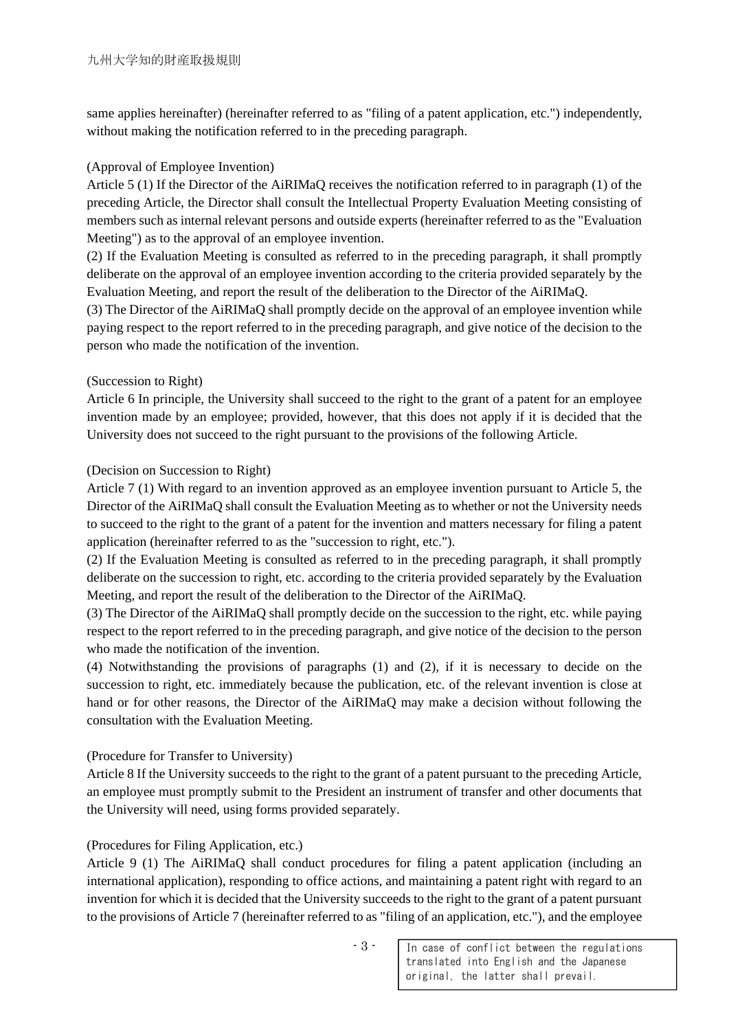same applies hereinafter) (hereinafter referred to as "filing of a patent application, etc.") independently, without making the notification referred to in the preceding paragraph.

(Approval of Employee Invention)

Article 5 (1) If the Director of the AiRIMaQ receives the notification referred to in paragraph (1) of the preceding Article, the Director shall consult the Intellectual Property Evaluation Meeting consisting of members such as internal relevant persons and outside experts (hereinafter referred to as the "Evaluation Meeting") as to the approval of an employee invention.

(2) If the Evaluation Meeting is consulted as referred to in the preceding paragraph, it shall promptly deliberate on the approval of an employee invention according to the criteria provided separately by the Evaluation Meeting, and report the result of the deliberation to the Director of the AiRIMaQ.

(3) The Director of the AiRIMaQ shall promptly decide on the approval of an employee invention while paying respect to the report referred to in the preceding paragraph, and give notice of the decision to the person who made the notification of the invention.

(Succession to Right)

Article 6 In principle, the University shall succeed to the right to the grant of a patent for an employee invention made by an employee; provided, however, that this does not apply if it is decided that the University does not succeed to the right pursuant to the provisions of the following Article.

(Decision on Succession to Right)

Article 7 (1) With regard to an invention approved as an employee invention pursuant to Article 5, the Director of the AiRIMaQ shall consult the Evaluation Meeting as to whether or not the University needs to succeed to the right to the grant of a patent for the invention and matters necessary for filing a patent application (hereinafter referred to as the "succession to right, etc.").

(2) If the Evaluation Meeting is consulted as referred to in the preceding paragraph, it shall promptly deliberate on the succession to right, etc. according to the criteria provided separately by the Evaluation Meeting, and report the result of the deliberation to the Director of the AiRIMaQ.

(3) The Director of the AiRIMaQ shall promptly decide on the succession to the right, etc. while paying respect to the report referred to in the preceding paragraph, and give notice of the decision to the person who made the notification of the invention.

(4) Notwithstanding the provisions of paragraphs (1) and (2), if it is necessary to decide on the succession to right, etc. immediately because the publication, etc. of the relevant invention is close at hand or for other reasons, the Director of the AiRIMaQ may make a decision without following the consultation with the Evaluation Meeting.

(Procedure for Transfer to University)

Article 8 If the University succeeds to the right to the grant of a patent pursuant to the preceding Article, an employee must promptly submit to the President an instrument of transfer and other documents that the University will need, using forms provided separately.

(Procedures for Filing Application, etc.)

Article 9 (1) The AiRIMaQ shall conduct procedures for filing a patent application (including an international application), responding to office actions, and maintaining a patent right with regard to an invention for which it is decided that the University succeeds to the right to the grant of a patent pursuant to the provisions of Article 7 (hereinafter referred to as "filing of an application, etc."), and the employee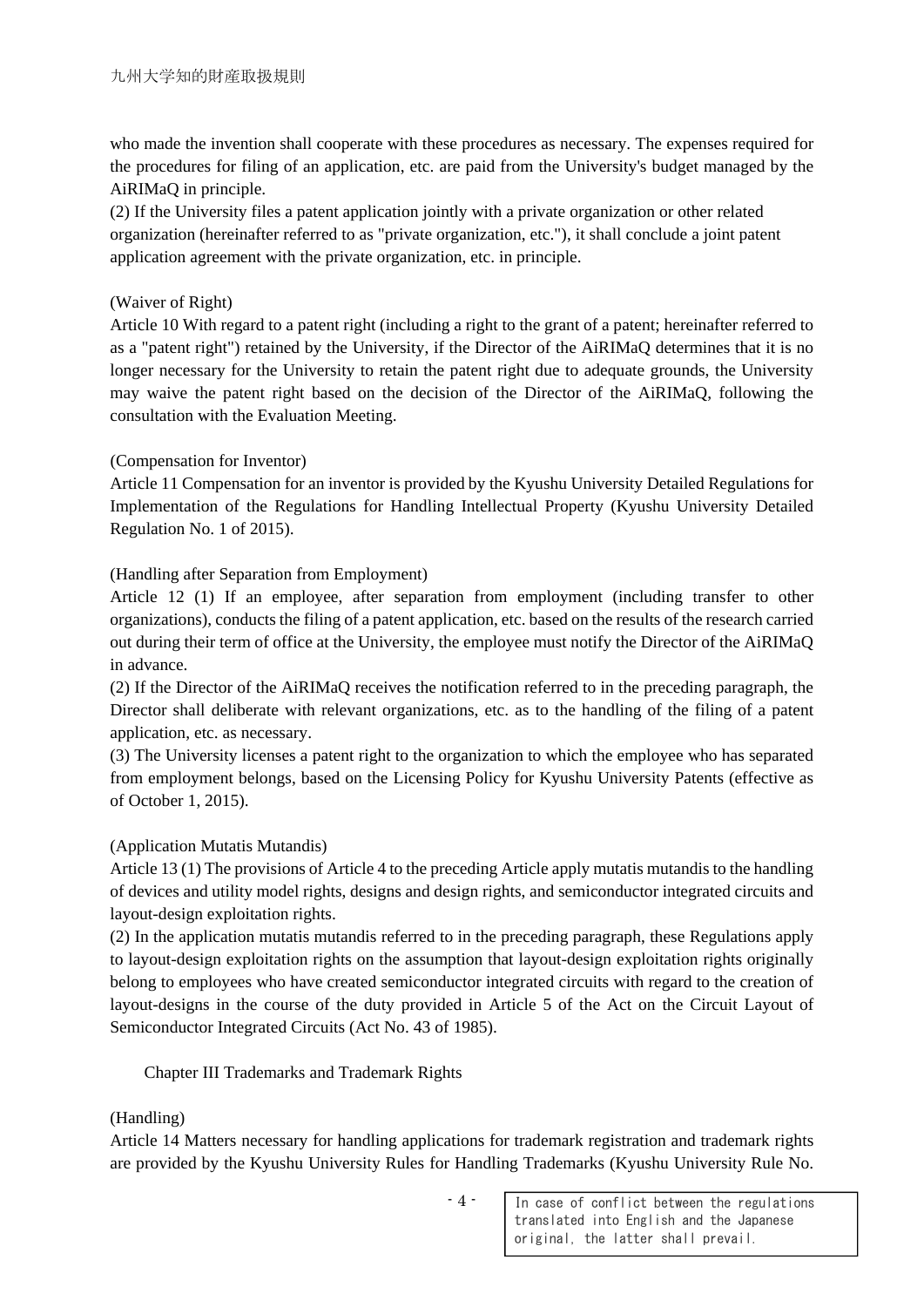who made the invention shall cooperate with these procedures as necessary. The expenses required for the procedures for filing of an application, etc. are paid from the University's budget managed by the AiRIMaQ in principle.

(2) If the University files a patent application jointly with a private organization or other related organization (hereinafter referred to as "private organization, etc."), it shall conclude a joint patent application agreement with the private organization, etc. in principle.

(Waiver of Right)

Article 10 With regard to a patent right (including a right to the grant of a patent; hereinafter referred to as a "patent right") retained by the University, if the Director of the AiRIMaQ determines that it is no longer necessary for the University to retain the patent right due to adequate grounds, the University may waive the patent right based on the decision of the Director of the AiRIMaQ, following the consultation with the Evaluation Meeting.

(Compensation for Inventor)

Article 11 Compensation for an inventor is provided by the Kyushu University Detailed Regulations for Implementation of the Regulations for Handling Intellectual Property (Kyushu University Detailed Regulation No. 1 of 2015).

(Handling after Separation from Employment)

Article 12 (1) If an employee, after separation from employment (including transfer to other organizations), conducts the filing of a patent application, etc. based on the results of the research carried out during their term of office at the University, the employee must notify the Director of the AiRIMaQ in advance.

(2) If the Director of the AiRIMaQ receives the notification referred to in the preceding paragraph, the Director shall deliberate with relevant organizations, etc. as to the handling of the filing of a patent application, etc. as necessary.

(3) The University licenses a patent right to the organization to which the employee who has separated from employment belongs, based on the Licensing Policy for Kyushu University Patents (effective as of October 1, 2015).

(Application Mutatis Mutandis)

Article 13 (1) The provisions of Article 4 to the preceding Article apply mutatis mutandis to the handling of devices and utility model rights, designs and design rights, and semiconductor integrated circuits and layout-design exploitation rights.

(2) In the application mutatis mutandis referred to in the preceding paragraph, these Regulations apply to layout-design exploitation rights on the assumption that layout-design exploitation rights originally belong to employees who have created semiconductor integrated circuits with regard to the creation of layout-designs in the course of the duty provided in Article 5 of the Act on the Circuit Layout of Semiconductor Integrated Circuits (Act No. 43 of 1985).

## Chapter III Trademarks and Trademark Rights

(Handling)

Article 14 Matters necessary for handling applications for trademark registration and trademark rights are provided by the Kyushu University Rules for Handling Trademarks (Kyushu University Rule No.

In case of conflict between the regulations translated into English and the Japanese original, the latter shall prevail.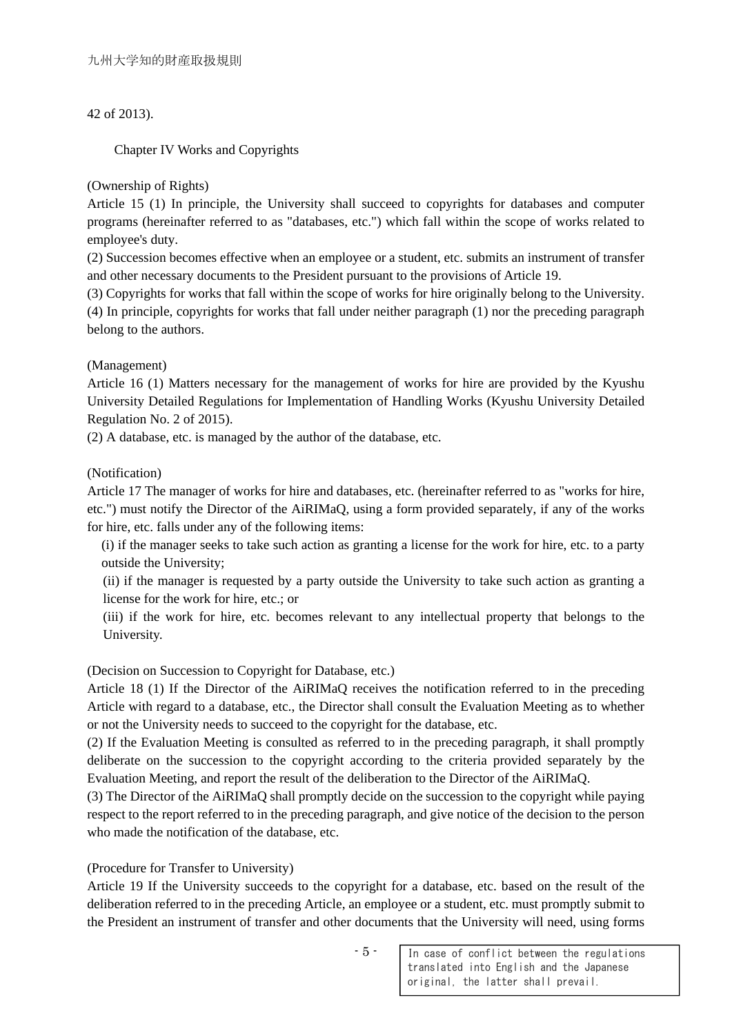42 of 2013).

## Chapter IV Works and Copyrights

(Ownership of Rights)

Article 15 (1) In principle, the University shall succeed to copyrights for databases and computer programs (hereinafter referred to as "databases, etc.") which fall within the scope of works related to employee's duty.

(2) Succession becomes effective when an employee or a student, etc. submits an instrument of transfer and other necessary documents to the President pursuant to the provisions of Article 19.

(3) Copyrights for works that fall within the scope of works for hire originally belong to the University.

(4) In principle, copyrights for works that fall under neither paragraph (1) nor the preceding paragraph belong to the authors.

(Management)

Article 16 (1) Matters necessary for the management of works for hire are provided by the Kyushu University Detailed Regulations for Implementation of Handling Works (Kyushu University Detailed Regulation No. 2 of 2015).

(2) A database, etc. is managed by the author of the database, etc.

(Notification)

Article 17 The manager of works for hire and databases, etc. (hereinafter referred to as "works for hire, etc.") must notify the Director of the AiRIMaQ, using a form provided separately, if any of the works for hire, etc. falls under any of the following items:

(i) if the manager seeks to take such action as granting a license for the work for hire, etc. to a party outside the University;

(ii) if the manager is requested by a party outside the University to take such action as granting a license for the work for hire, etc.; or

(iii) if the work for hire, etc. becomes relevant to any intellectual property that belongs to the University.

(Decision on Succession to Copyright for Database, etc.)

Article 18 (1) If the Director of the AiRIMaQ receives the notification referred to in the preceding Article with regard to a database, etc., the Director shall consult the Evaluation Meeting as to whether or not the University needs to succeed to the copyright for the database, etc.

(2) If the Evaluation Meeting is consulted as referred to in the preceding paragraph, it shall promptly deliberate on the succession to the copyright according to the criteria provided separately by the Evaluation Meeting, and report the result of the deliberation to the Director of the AiRIMaQ.

(3) The Director of the AiRIMaQ shall promptly decide on the succession to the copyright while paying respect to the report referred to in the preceding paragraph, and give notice of the decision to the person who made the notification of the database, etc.

(Procedure for Transfer to University)

Article 19 If the University succeeds to the copyright for a database, etc. based on the result of the deliberation referred to in the preceding Article, an employee or a student, etc. must promptly submit to the President an instrument of transfer and other documents that the University will need, using forms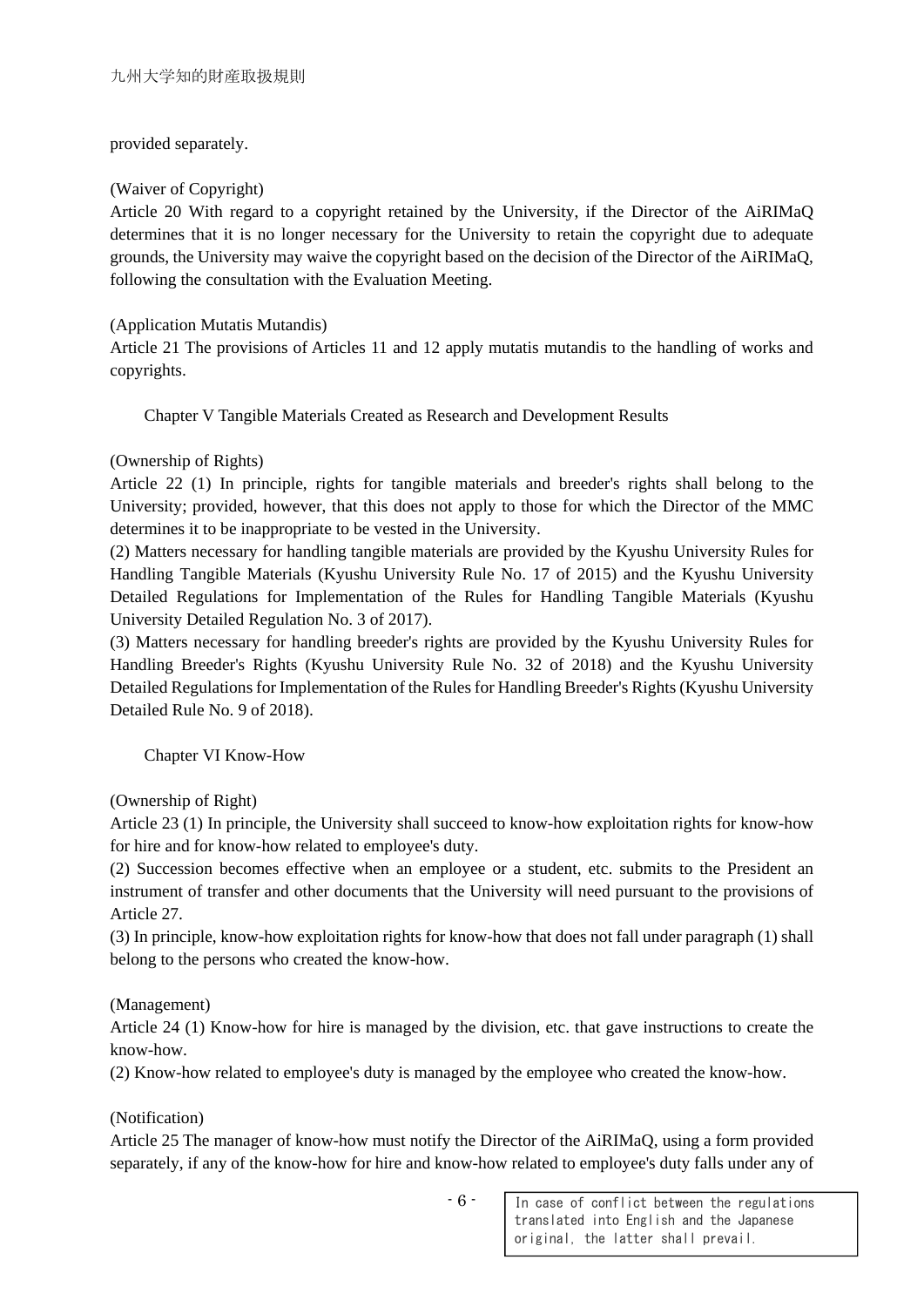provided separately.

(Waiver of Copyright)

Article 20 With regard to a copyright retained by the University, if the Director of the AiRIMaQ determines that it is no longer necessary for the University to retain the copyright due to adequate grounds, the University may waive the copyright based on the decision of the Director of the AiRIMaQ, following the consultation with the Evaluation Meeting.

(Application Mutatis Mutandis)

Article 21 The provisions of Articles 11 and 12 apply mutatis mutandis to the handling of works and copyrights.

## Chapter V Tangible Materials Created as Research and Development Results

(Ownership of Rights)

Article 22 (1) In principle, rights for tangible materials and breeder's rights shall belong to the University; provided, however, that this does not apply to those for which the Director of the MMC determines it to be inappropriate to be vested in the University.

(2) Matters necessary for handling tangible materials are provided by the Kyushu University Rules for Handling Tangible Materials (Kyushu University Rule No. 17 of 2015) and the Kyushu University Detailed Regulations for Implementation of the Rules for Handling Tangible Materials (Kyushu University Detailed Regulation No. 3 of 2017).

(3) Matters necessary for handling breeder's rights are provided by the Kyushu University Rules for Handling Breeder's Rights (Kyushu University Rule No. 32 of 2018) and the Kyushu University Detailed Regulations for Implementation of the Rules for Handling Breeder's Rights (Kyushu University Detailed Rule No. 9 of 2018).

## Chapter VI Know-How

(Ownership of Right)

Article 23 (1) In principle, the University shall succeed to know-how exploitation rights for know-how for hire and for know-how related to employee's duty.

(2) Succession becomes effective when an employee or a student, etc. submits to the President an instrument of transfer and other documents that the University will need pursuant to the provisions of Article 27.

(3) In principle, know-how exploitation rights for know-how that does not fall under paragraph (1) shall belong to the persons who created the know-how.

(Management)

Article 24 (1) Know-how for hire is managed by the division, etc. that gave instructions to create the know-how.

(2) Know-how related to employee's duty is managed by the employee who created the know-how.

(Notification)

Article 25 The manager of know-how must notify the Director of the AiRIMaQ, using a form provided separately, if any of the know-how for hire and know-how related to employee's duty falls under any of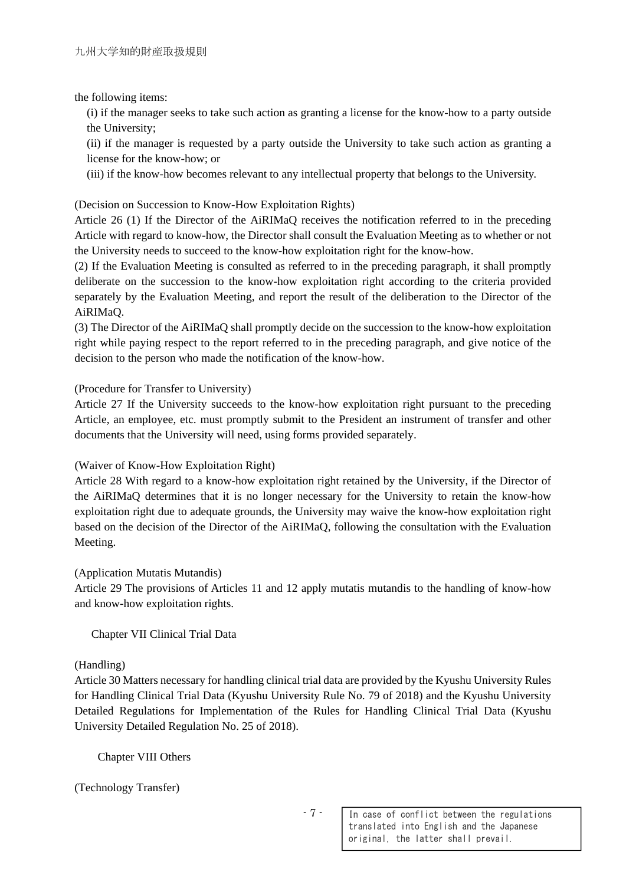the following items:

(i) if the manager seeks to take such action as granting a license for the know-how to a party outside the University;

(ii) if the manager is requested by a party outside the University to take such action as granting a license for the know-how; or

(iii) if the know-how becomes relevant to any intellectual property that belongs to the University.

(Decision on Succession to Know-How Exploitation Rights)

Article 26 (1) If the Director of the AiRIMaQ receives the notification referred to in the preceding Article with regard to know-how, the Director shall consult the Evaluation Meeting as to whether or not the University needs to succeed to the know-how exploitation right for the know-how.

(2) If the Evaluation Meeting is consulted as referred to in the preceding paragraph, it shall promptly deliberate on the succession to the know-how exploitation right according to the criteria provided separately by the Evaluation Meeting, and report the result of the deliberation to the Director of the AiRIMaQ.

(3) The Director of the AiRIMaQ shall promptly decide on the succession to the know-how exploitation right while paying respect to the report referred to in the preceding paragraph, and give notice of the decision to the person who made the notification of the know-how.

(Procedure for Transfer to University)

Article 27 If the University succeeds to the know-how exploitation right pursuant to the preceding Article, an employee, etc. must promptly submit to the President an instrument of transfer and other documents that the University will need, using forms provided separately.

(Waiver of Know-How Exploitation Right)

Article 28 With regard to a know-how exploitation right retained by the University, if the Director of the AiRIMaQ determines that it is no longer necessary for the University to retain the know-how exploitation right due to adequate grounds, the University may waive the know-how exploitation right based on the decision of the Director of the AiRIMaQ, following the consultation with the Evaluation Meeting.

(Application Mutatis Mutandis)

Article 29 The provisions of Articles 11 and 12 apply mutatis mutandis to the handling of know-how and know-how exploitation rights.

## Chapter VII Clinical Trial Data

(Handling)

Article 30 Matters necessary for handling clinical trial data are provided by the Kyushu University Rules for Handling Clinical Trial Data (Kyushu University Rule No. 79 of 2018) and the Kyushu University Detailed Regulations for Implementation of the Rules for Handling Clinical Trial Data (Kyushu University Detailed Regulation No. 25 of 2018).

## Chapter VIII Others

(Technology Transfer)

In case of conflict between the regulations translated into English and the Japanese original, the latter shall prevail.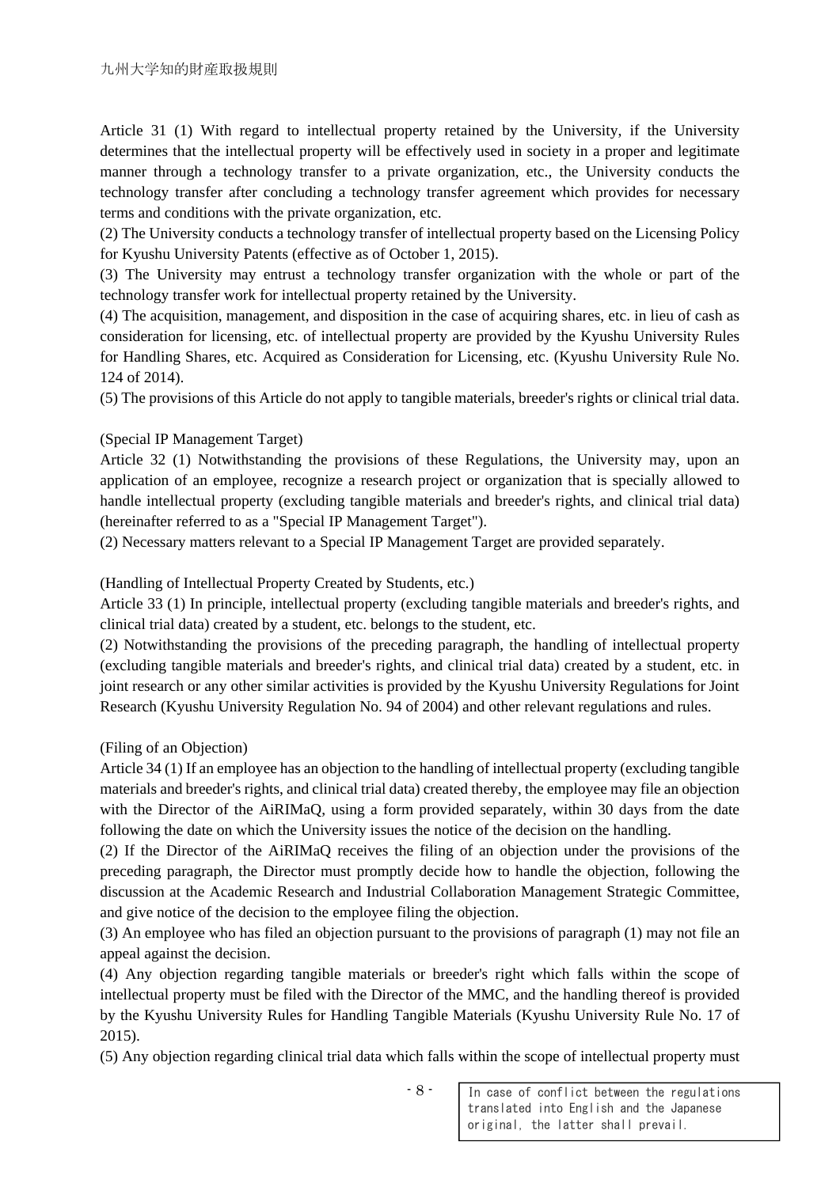Article 31 (1) With regard to intellectual property retained by the University, if the University determines that the intellectual property will be effectively used in society in a proper and legitimate manner through a technology transfer to a private organization, etc., the University conducts the technology transfer after concluding a technology transfer agreement which provides for necessary terms and conditions with the private organization, etc.

(2) The University conducts a technology transfer of intellectual property based on the Licensing Policy for Kyushu University Patents (effective as of October 1, 2015).

(3) The University may entrust a technology transfer organization with the whole or part of the technology transfer work for intellectual property retained by the University.

(4) The acquisition, management, and disposition in the case of acquiring shares, etc. in lieu of cash as consideration for licensing, etc. of intellectual property are provided by the Kyushu University Rules for Handling Shares, etc. Acquired as Consideration for Licensing, etc. (Kyushu University Rule No. 124 of 2014).

(5) The provisions of this Article do not apply to tangible materials, breeder's rights or clinical trial data.

(Special IP Management Target)

Article 32 (1) Notwithstanding the provisions of these Regulations, the University may, upon an application of an employee, recognize a research project or organization that is specially allowed to handle intellectual property (excluding tangible materials and breeder's rights, and clinical trial data) (hereinafter referred to as a "Special IP Management Target").

(2) Necessary matters relevant to a Special IP Management Target are provided separately.

(Handling of Intellectual Property Created by Students, etc.)

Article 33 (1) In principle, intellectual property (excluding tangible materials and breeder's rights, and clinical trial data) created by a student, etc. belongs to the student, etc.

(2) Notwithstanding the provisions of the preceding paragraph, the handling of intellectual property (excluding tangible materials and breeder's rights, and clinical trial data) created by a student, etc. in joint research or any other similar activities is provided by the Kyushu University Regulations for Joint Research (Kyushu University Regulation No. 94 of 2004) and other relevant regulations and rules.

(Filing of an Objection)

Article 34 (1) If an employee has an objection to the handling of intellectual property (excluding tangible materials and breeder's rights, and clinical trial data) created thereby, the employee may file an objection with the Director of the AiRIMaQ, using a form provided separately, within 30 days from the date following the date on which the University issues the notice of the decision on the handling.

(2) If the Director of the AiRIMaQ receives the filing of an objection under the provisions of the preceding paragraph, the Director must promptly decide how to handle the objection, following the discussion at the Academic Research and Industrial Collaboration Management Strategic Committee, and give notice of the decision to the employee filing the objection.

(3) An employee who has filed an objection pursuant to the provisions of paragraph (1) may not file an appeal against the decision.

(4) Any objection regarding tangible materials or breeder's right which falls within the scope of intellectual property must be filed with the Director of the MMC, and the handling thereof is provided by the Kyushu University Rules for Handling Tangible Materials (Kyushu University Rule No. 17 of 2015).

(5) Any objection regarding clinical trial data which falls within the scope of intellectual property must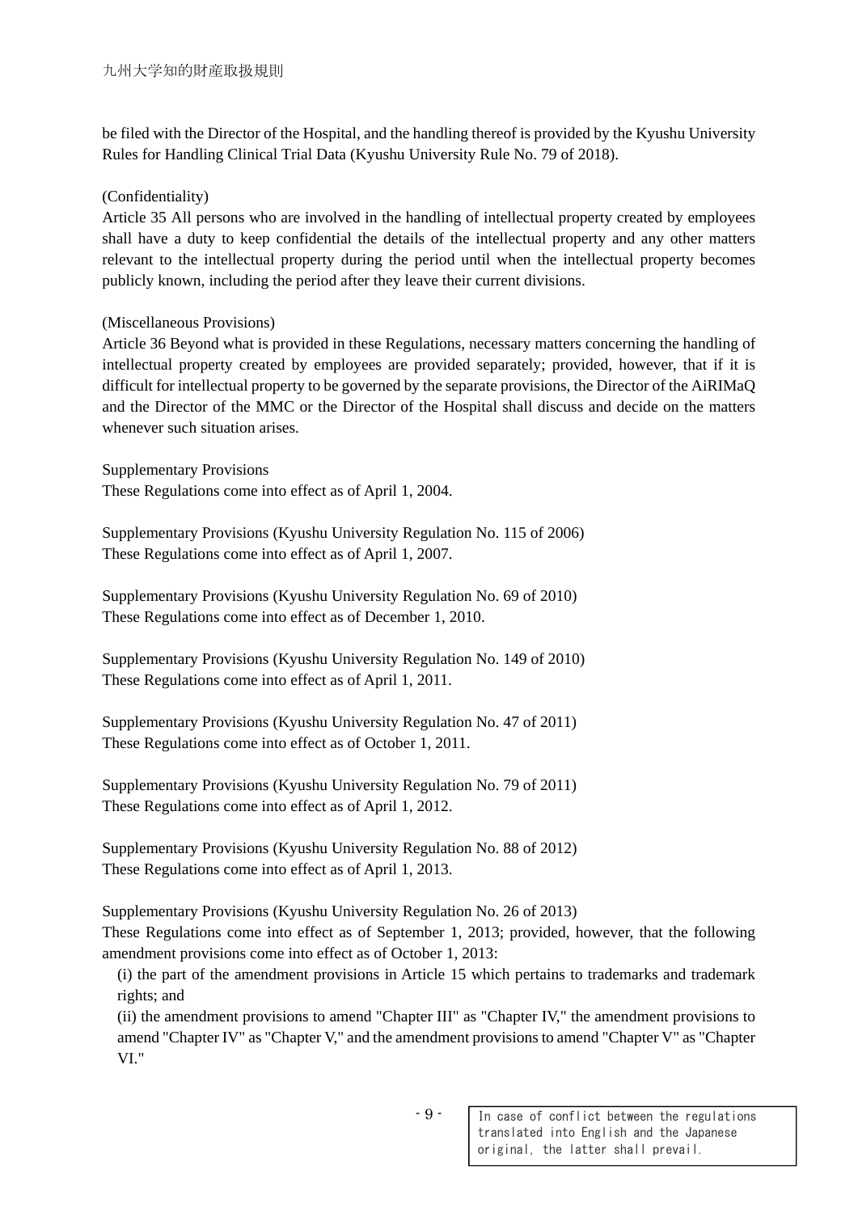be filed with the Director of the Hospital, and the handling thereof is provided by the Kyushu University Rules for Handling Clinical Trial Data (Kyushu University Rule No. 79 of 2018).

(Confidentiality)
Article 35 All persons who are involved in the handling of intellectual property created by employees shall have a duty to keep confidential the details of the intellectual property and any other matters relevant to the intellectual property during the period until when the intellectual property becomes publicly known, including the period after they leave their current divisions.

(Miscellaneous Provisions)
Article 36 Beyond what is provided in these Regulations, necessary matters concerning the handling of intellectual property created by employees are provided separately; provided, however, that if it is difficult for intellectual property to be governed by the separate provisions, the Director of the AiRIMaQ and the Director of the MMC or the Director of the Hospital shall discuss and decide on the matters whenever such situation arises.

Supplementary Provisions
These Regulations come into effect as of April 1, 2004.

Supplementary Provisions (Kyushu University Regulation No. 115 of 2006)
These Regulations come into effect as of April 1, 2007.

Supplementary Provisions (Kyushu University Regulation No. 69 of 2010)
These Regulations come into effect as of December 1, 2010.

Supplementary Provisions (Kyushu University Regulation No. 149 of 2010)
These Regulations come into effect as of April 1, 2011.

Supplementary Provisions (Kyushu University Regulation No. 47 of 2011)
These Regulations come into effect as of October 1, 2011.

Supplementary Provisions (Kyushu University Regulation No. 79 of 2011)
These Regulations come into effect as of April 1, 2012.

Supplementary Provisions (Kyushu University Regulation No. 88 of 2012)
These Regulations come into effect as of April 1, 2013.

Supplementary Provisions (Kyushu University Regulation No. 26 of 2013)
These Regulations come into effect as of September 1, 2013; provided, however, that the following amendment provisions come into effect as of October 1, 2013:

(i) the part of the amendment provisions in Article 15 which pertains to trademarks and trademark rights; and

(ii) the amendment provisions to amend "Chapter III" as "Chapter IV," the amendment provisions to amend "Chapter IV" as "Chapter V," and the amendment provisions to amend "Chapter V" as "Chapter VI."

In case of conflict between the regulations translated into English and the Japanese original, the latter shall prevail.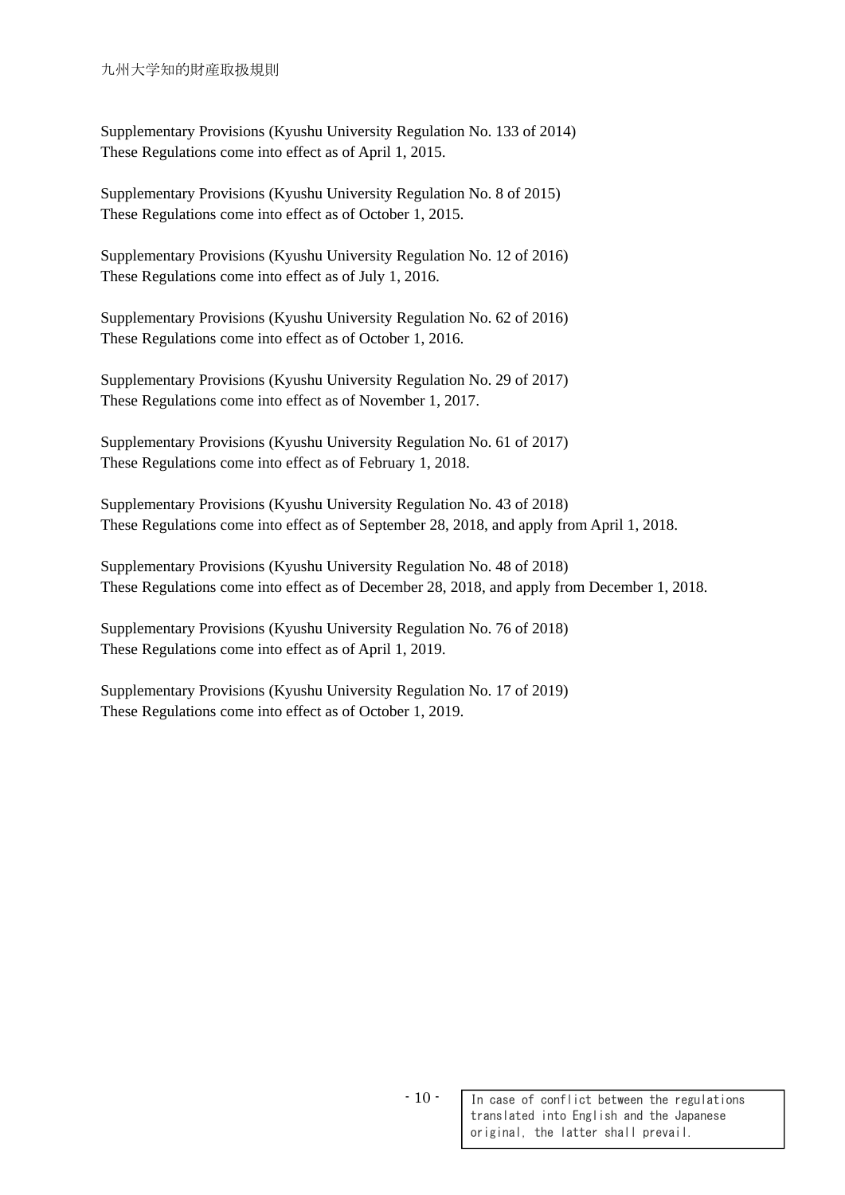Supplementary Provisions (Kyushu University Regulation No. 133 of 2014)
These Regulations come into effect as of April 1, 2015.

Supplementary Provisions (Kyushu University Regulation No. 8 of 2015)
These Regulations come into effect as of October 1, 2015.

Supplementary Provisions (Kyushu University Regulation No. 12 of 2016)
These Regulations come into effect as of July 1, 2016.

Supplementary Provisions (Kyushu University Regulation No. 62 of 2016)
These Regulations come into effect as of October 1, 2016.

Supplementary Provisions (Kyushu University Regulation No. 29 of 2017)
These Regulations come into effect as of November 1, 2017.

Supplementary Provisions (Kyushu University Regulation No. 61 of 2017)
These Regulations come into effect as of February 1, 2018.

Supplementary Provisions (Kyushu University Regulation No. 43 of 2018)
These Regulations come into effect as of September 28, 2018, and apply from April 1, 2018.

Supplementary Provisions (Kyushu University Regulation No. 48 of 2018)
These Regulations come into effect as of December 28, 2018, and apply from December 1, 2018.

Supplementary Provisions (Kyushu University Regulation No. 76 of 2018)
These Regulations come into effect as of April 1, 2019.

Supplementary Provisions (Kyushu University Regulation No. 17 of 2019)
These Regulations come into effect as of October 1, 2019.